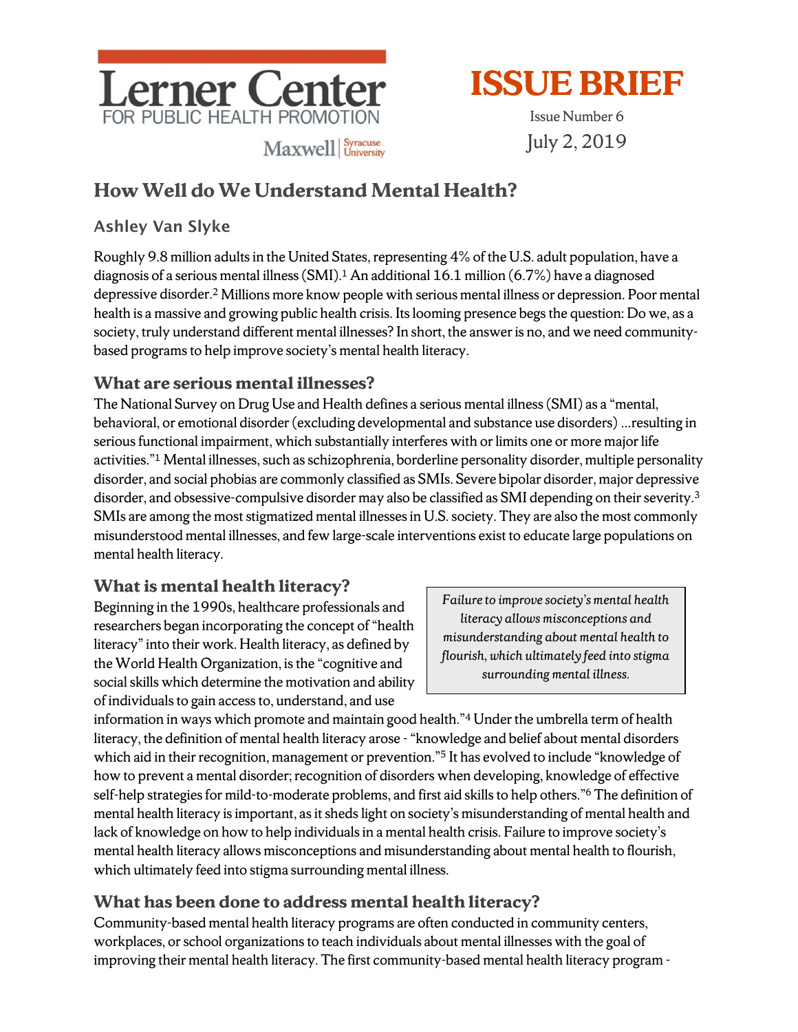Lerner Center FOR PUBLIC HEALTH PROMOTION

Maxwell | Syracuse University

# ISSUE BRIEF

Issue Number 6

July 2, 2019

## How Well do We Understand Mental Health?

Ashley Van Slyke

Roughly 9.8 million adults in the United States, representing 4% of the U.S. adult population, have a diagnosis of a serious mental illness (SMI).[1] An additional 16.1 million (6.7%) have a diagnosed depressive disorder.[2] Millions more know people with serious mental illness or depression. Poor mental health is a massive and growing public health crisis. Its looming presence begs the question: Do we, as a society, truly understand different mental illnesses? In short, the answer is no, and we need community-based programs to help improve society's mental health literacy.

### What are serious mental illnesses?

The National Survey on Drug Use and Health defines a serious mental illness (SMI) as a "mental, behavioral, or emotional disorder (excluding developmental and substance use disorders) ...resulting in serious functional impairment, which substantially interferes with or limits one or more major life activities."[1] Mental illnesses, such as schizophrenia, borderline personality disorder, multiple personality disorder, and social phobias are commonly classified as SMIs. Severe bipolar disorder, major depressive disorder, and obsessive-compulsive disorder may also be classified as SMI depending on their severity.[3] SMIs are among the most stigmatized mental illnesses in U.S. society. They are also the most commonly misunderstood mental illnesses, and few large-scale interventions exist to educate large populations on mental health literacy.

### What is mental health literacy?

*Failure to improve society's mental health literacy allows misconceptions and misunderstanding about mental health to flourish, which ultimately feed into stigma surrounding mental illness.*

Beginning in the 1990s, healthcare professionals and researchers began incorporating the concept of "health literacy" into their work. Health literacy, as defined by the World Health Organization, is the "cognitive and social skills which determine the motivation and ability of individuals to gain access to, understand, and use information in ways which promote and maintain good health."[4] Under the umbrella term of health literacy, the definition of mental health literacy arose - "knowledge and belief about mental disorders which aid in their recognition, management or prevention."[5] It has evolved to include "knowledge of how to prevent a mental disorder; recognition of disorders when developing, knowledge of effective self-help strategies for mild-to-moderate problems, and first aid skills to help others."[6] The definition of mental health literacy is important, as it sheds light on society's misunderstanding of mental health and lack of knowledge on how to help individuals in a mental health crisis. Failure to improve society's mental health literacy allows misconceptions and misunderstanding about mental health to flourish, which ultimately feed into stigma surrounding mental illness.

### What has been done to address mental health literacy?

Community-based mental health literacy programs are often conducted in community centers, workplaces, or school organizations to teach individuals about mental illnesses with the goal of improving their mental health literacy. The first community-based mental health literacy program -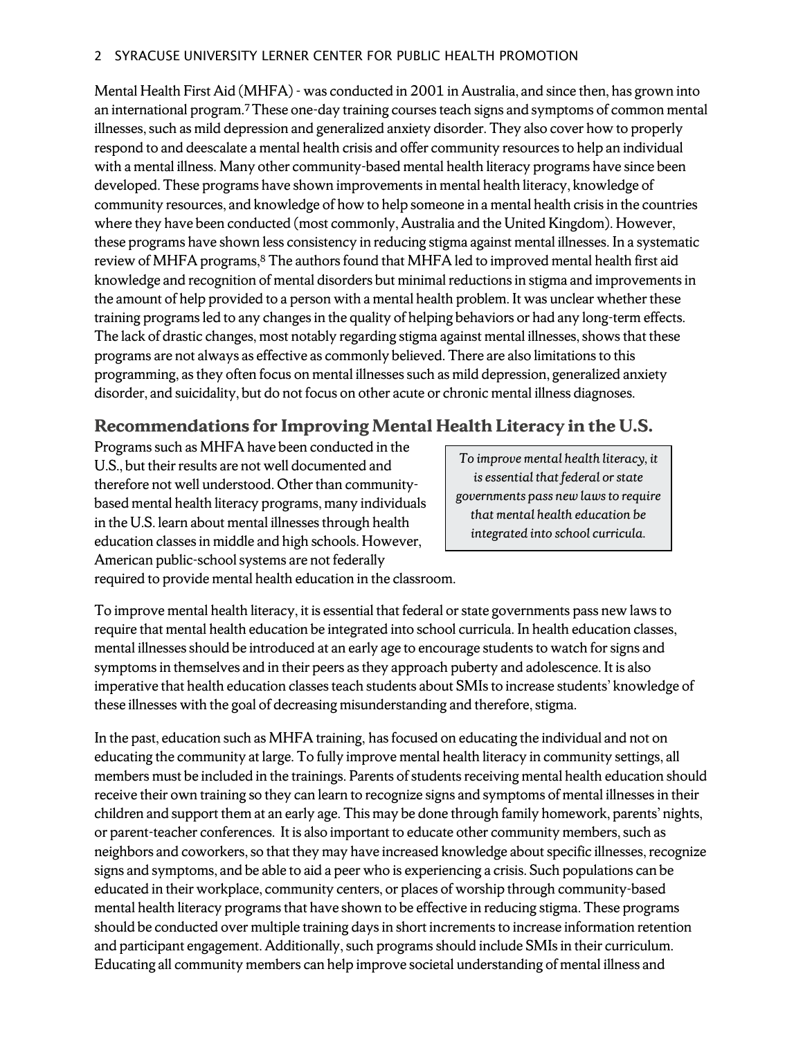Mental Health First Aid (MHFA) - was conducted in 2001 in Australia, and since then, has grown into an international program.[7] These one-day training courses teach signs and symptoms of common mental illnesses, such as mild depression and generalized anxiety disorder. They also cover how to properly respond to and deescalate a mental health crisis and offer community resources to help an individual with a mental illness. Many other community-based mental health literacy programs have since been developed. These programs have shown improvements in mental health literacy, knowledge of community resources, and knowledge of how to help someone in a mental health crisis in the countries where they have been conducted (most commonly, Australia and the United Kingdom). However, these programs have shown less consistency in reducing stigma against mental illnesses. In a systematic review of MHFA programs,[8] The authors found that MHFA led to improved mental health first aid knowledge and recognition of mental disorders but minimal reductions in stigma and improvements in the amount of help provided to a person with a mental health problem. It was unclear whether these training programs led to any changes in the quality of helping behaviors or had any long-term effects. The lack of drastic changes, most notably regarding stigma against mental illnesses, shows that these programs are not always as effective as commonly believed. There are also limitations to this programming, as they often focus on mental illnesses such as mild depression, generalized anxiety disorder, and suicidality, but do not focus on other acute or chronic mental illness diagnoses.

## Recommendations for Improving Mental Health Literacy in the U.S.

Programs such as MHFA have been conducted in the U.S., but their results are not well documented and therefore not well understood. Other than community-based mental health literacy programs, many individuals in the U.S. learn about mental illnesses through health education classes in middle and high schools. However, American public-school systems are not federally required to provide mental health education in the classroom.

> *To improve mental health literacy, it is essential that federal or state governments pass new laws to require that mental health education be integrated into school curricula.*

To improve mental health literacy, it is essential that federal or state governments pass new laws to require that mental health education be integrated into school curricula. In health education classes, mental illnesses should be introduced at an early age to encourage students to watch for signs and symptoms in themselves and in their peers as they approach puberty and adolescence. It is also imperative that health education classes teach students about SMIs to increase students' knowledge of these illnesses with the goal of decreasing misunderstanding and therefore, stigma.

In the past, education such as MHFA training, has focused on educating the individual and not on educating the community at large. To fully improve mental health literacy in community settings, all members must be included in the trainings. Parents of students receiving mental health education should receive their own training so they can learn to recognize signs and symptoms of mental illnesses in their children and support them at an early age. This may be done through family homework, parents' nights, or parent-teacher conferences. It is also important to educate other community members, such as neighbors and coworkers, so that they may have increased knowledge about specific illnesses, recognize signs and symptoms, and be able to aid a peer who is experiencing a crisis. Such populations can be educated in their workplace, community centers, or places of worship through community-based mental health literacy programs that have shown to be effective in reducing stigma. These programs should be conducted over multiple training days in short increments to increase information retention and participant engagement. Additionally, such programs should include SMIs in their curriculum. Educating all community members can help improve societal understanding of mental illness and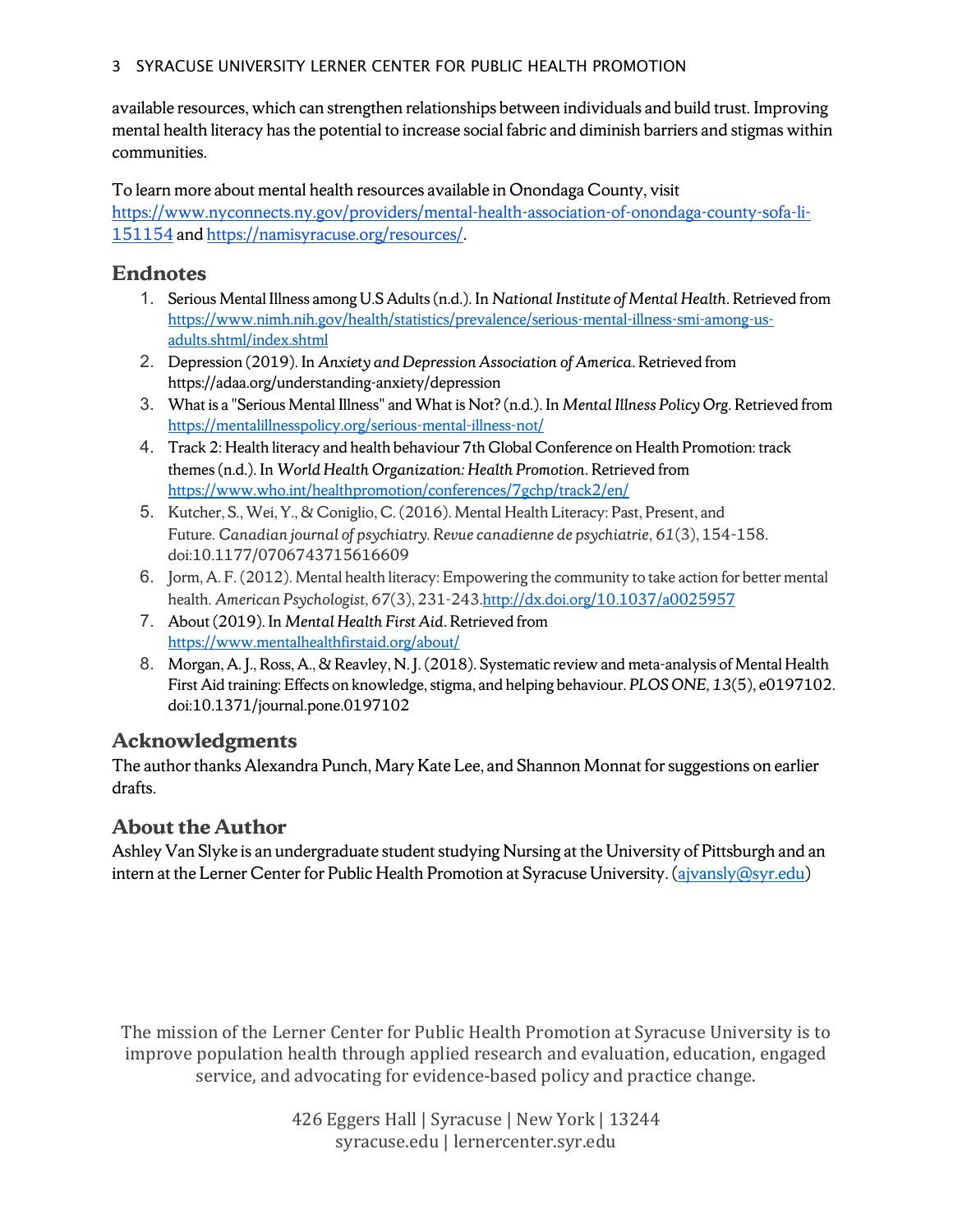available resources, which can strengthen relationships between individuals and build trust. Improving mental health literacy has the potential to increase social fabric and diminish barriers and stigmas within communities.

To learn more about mental health resources available in Onondaga County, visit https://www.nyconnects.ny.gov/providers/mental-health-association-of-onondaga-county-sofa-li-151154 and https://namisyracuse.org/resources/.

## Endnotes

1. Serious Mental Illness among U.S Adults (n.d.). In *National Institute of Mental Health*. Retrieved from https://www.nimh.nih.gov/health/statistics/prevalence/serious-mental-illness-smi-among-us-adults.shtml/index.shtml
2. Depression (2019). In *Anxiety and Depression Association of America*. Retrieved from https://adaa.org/understanding-anxiety/depression
3. What is a "Serious Mental Illness" and What is Not? (n.d.). In *Mental Illness Policy Org*. Retrieved from https://mentalillnesspolicy.org/serious-mental-illness-not/
4. Track 2: Health literacy and health behaviour 7th Global Conference on Health Promotion: track themes (n.d.). In *World Health Organization: Health Promotion*. Retrieved from https://www.who.int/healthpromotion/conferences/7gchp/track2/en/
5. Kutcher, S., Wei, Y., & Coniglio, C. (2016). Mental Health Literacy: Past, Present, and Future. *Canadian journal of psychiatry. Revue canadienne de psychiatrie*, *61*(3), 154-158. doi:10.1177/0706743715616609
6. Jorm, A. F. (2012). Mental health literacy: Empowering the community to take action for better mental health. *American Psychologist*, *67*(3), 231-243.http://dx.doi.org/10.1037/a0025957
7. About (2019). In *Mental Health First Aid*. Retrieved from https://www.mentalhealthfirstaid.org/about/
8. Morgan, A. J., Ross, A., & Reavley, N. J. (2018). Systematic review and meta-analysis of Mental Health First Aid training: Effects on knowledge, stigma, and helping behaviour. *PLOS ONE*, *13*(5), e0197102. doi:10.1371/journal.pone.0197102

## Acknowledgments

The author thanks Alexandra Punch, Mary Kate Lee, and Shannon Monnat for suggestions on earlier drafts.

## About the Author

Ashley Van Slyke is an undergraduate student studying Nursing at the University of Pittsburgh and an intern at the Lerner Center for Public Health Promotion at Syracuse University. (ajvansly@syr.edu)

The mission of the Lerner Center for Public Health Promotion at Syracuse University is to improve population health through applied research and evaluation, education, engaged service, and advocating for evidence-based policy and practice change.

426 Eggers Hall | Syracuse | New York | 13244
syracuse.edu | lernercenter.syr.edu